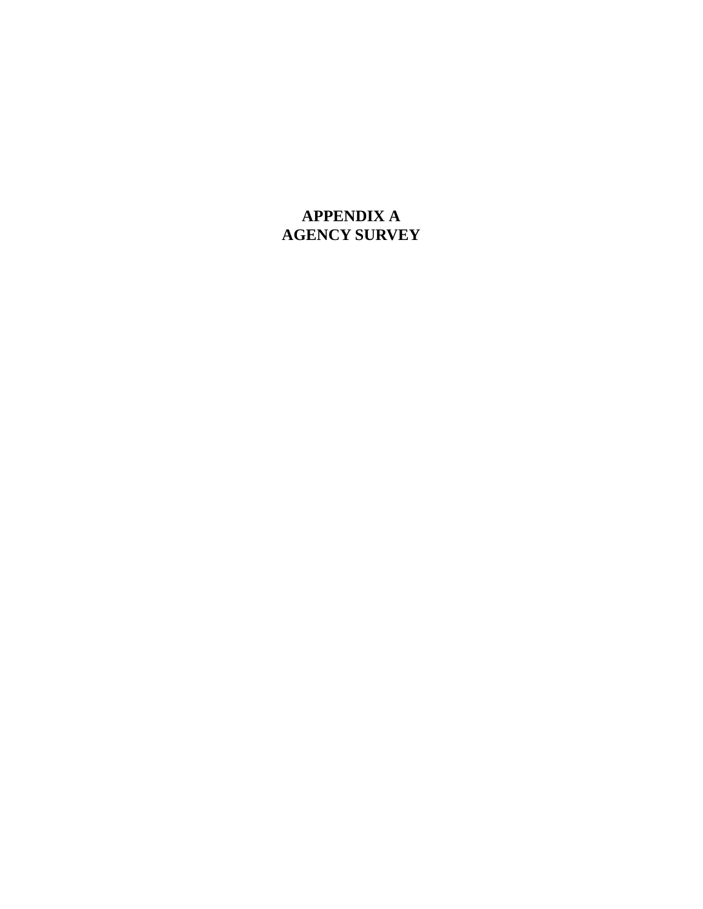# APPENDIX A
# AGENCY SURVEY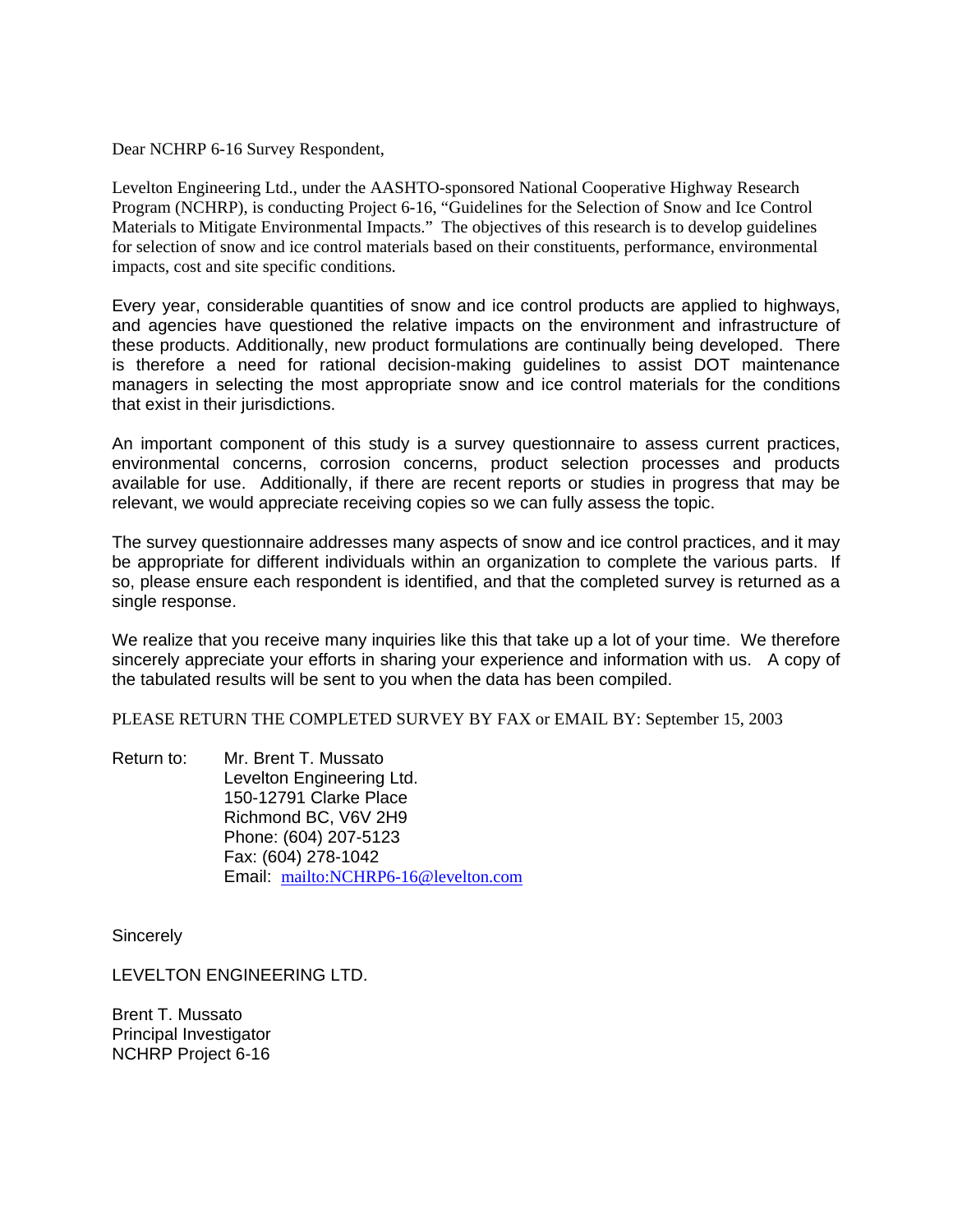Dear NCHRP 6-16 Survey Respondent,

Levelton Engineering Ltd., under the AASHTO-sponsored National Cooperative Highway Research Program (NCHRP), is conducting Project 6-16, "Guidelines for the Selection of Snow and Ice Control Materials to Mitigate Environmental Impacts." The objectives of this research is to develop guidelines for selection of snow and ice control materials based on their constituents, performance, environmental impacts, cost and site specific conditions.

Every year, considerable quantities of snow and ice control products are applied to highways, and agencies have questioned the relative impacts on the environment and infrastructure of these products. Additionally, new product formulations are continually being developed. There is therefore a need for rational decision-making guidelines to assist DOT maintenance managers in selecting the most appropriate snow and ice control materials for the conditions that exist in their jurisdictions.

An important component of this study is a survey questionnaire to assess current practices, environmental concerns, corrosion concerns, product selection processes and products available for use. Additionally, if there are recent reports or studies in progress that may be relevant, we would appreciate receiving copies so we can fully assess the topic.

The survey questionnaire addresses many aspects of snow and ice control practices, and it may be appropriate for different individuals within an organization to complete the various parts. If so, please ensure each respondent is identified, and that the completed survey is returned as a single response.

We realize that you receive many inquiries like this that take up a lot of your time. We therefore sincerely appreciate your efforts in sharing your experience and information with us. A copy of the tabulated results will be sent to you when the data has been compiled.

PLEASE RETURN THE COMPLETED SURVEY BY FAX or EMAIL BY: September 15, 2003

Return to: Mr. Brent T. Mussato
Levelton Engineering Ltd.
150-12791 Clarke Place
Richmond BC, V6V 2H9
Phone: (604) 207-5123
Fax: (604) 278-1042
Email: mailto:NCHRP6-16@levelton.com

Sincerely

LEVELTON ENGINEERING LTD.

Brent T. Mussato
Principal Investigator
NCHRP Project 6-16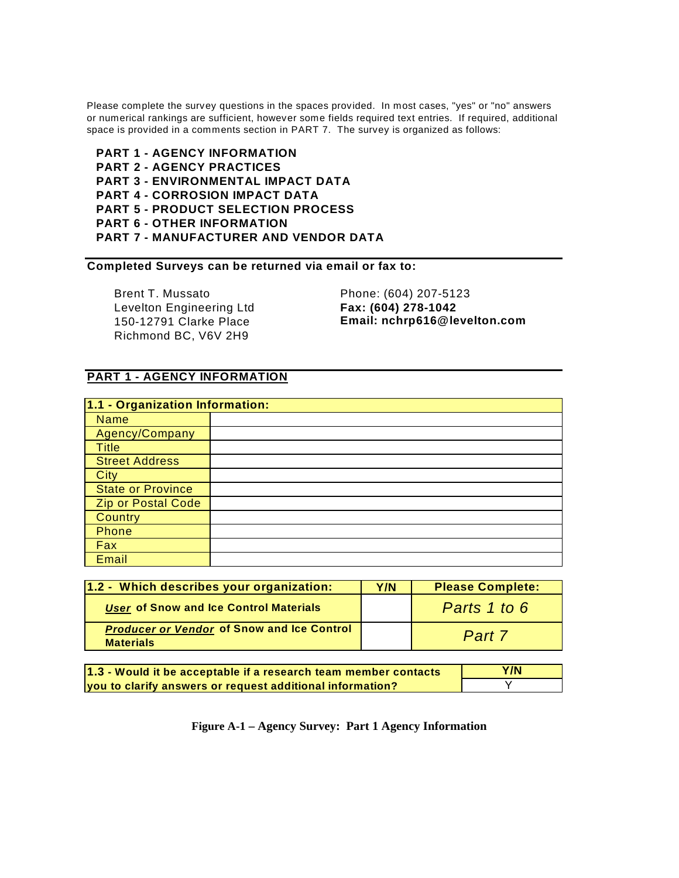Please complete the survey questions in the spaces provided. In most cases, "yes" or "no" answers or numerical rankings are sufficient, however some fields required text entries. If required, additional space is provided in a comments section in PART 7. The survey is organized as follows:

**PART 1 - AGENCY INFORMATION**
**PART 2 - AGENCY PRACTICES**
**PART 3 - ENVIRONMENTAL IMPACT DATA**
**PART 4 - CORROSION IMPACT DATA**
**PART 5 - PRODUCT SELECTION PROCESS**
**PART 6 - OTHER INFORMATION**
**PART 7 - MANUFACTURER AND VENDOR DATA**

**Completed Surveys can be returned via email or fax to:**

Brent T. Mussato
Levelton Engineering Ltd
150-12791 Clarke Place
Richmond BC, V6V 2H9

Phone: (604) 207-5123
**Fax: (604) 278-1042**
**Email: nchrp616@levelton.com**

## PART 1 - AGENCY INFORMATION

| **1.1 - Organization Information:** | |
|---|---|
| Name | |
| Agency/Company | |
| Title | |
| Street Address | |
| City | |
| State or Province | |
| Zip or Postal Code | |
| Country | |
| Phone | |
| Fax | |
| Email | |

| **1.2 - Which describes your organization:** | **Y/N** | **Please Complete:** |
|---|---|---|
| ***User*** **of Snow and Ice Control Materials** | | *Parts 1 to 6* |
| ***Producer or Vendor*** **of Snow and Ice Control Materials** | | *Part 7* |

| **1.3 - Would it be acceptable if a research team member contacts you to clarify answers or request additional information?** | **Y/N** |
|---|---|
| | Y |

**Figure A-1 – Agency Survey: Part 1 Agency Information**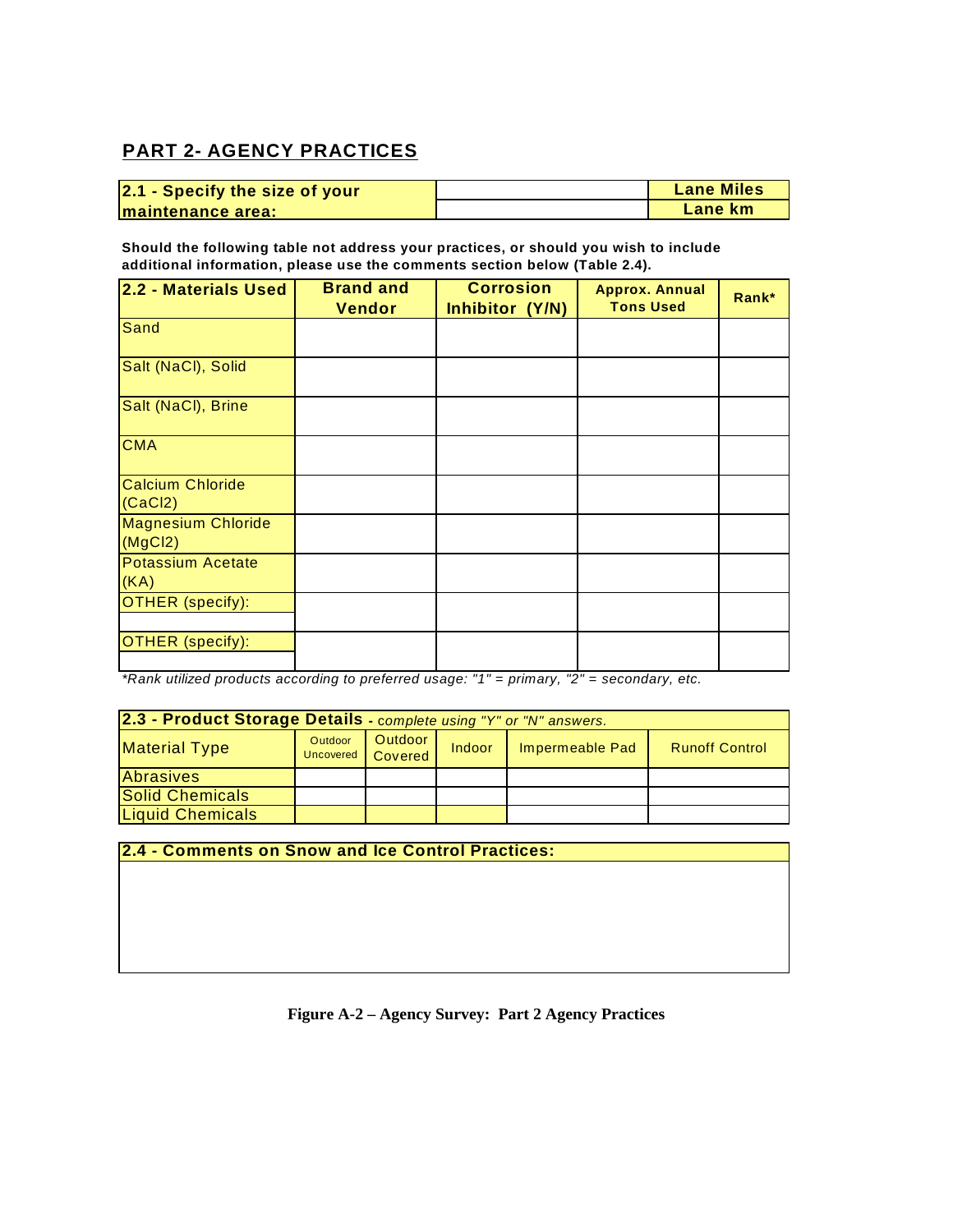## PART 2- AGENCY PRACTICES

| 2.1 - Specify the size of your maintenance area: | | Lane Miles |
|---|---|---|
| | | Lane km |

**Should the following table not address your practices, or should you wish to include additional information, please use the comments section below (Table 2.4).**

| 2.2 - Materials Used | Brand and Vendor | Corrosion Inhibitor (Y/N) | Approx. Annual Tons Used | Rank* |
|---|---|---|---|---|
| Sand | | | | |
| Salt (NaCl), Solid | | | | |
| Salt (NaCl), Brine | | | | |
| CMA | | | | |
| Calcium Chloride ($CaCl_2$) | | | | |
| Magnesium Chloride ($MgCl_2$) | | | | |
| Potassium Acetate (KA) | | | | |
| OTHER (specify): | | | | |
| OTHER (specify): | | | | |

*\*Rank utilized products according to preferred usage: "1" = primary, "2" = secondary, etc.*

| 2.3 - Product Storage Details - *complete using "Y" or "N" answers.* | | | | | |
|---|---|---|---|---|---|
| Material Type | Outdoor Uncovered | Outdoor Covered | Indoor | Impermeable Pad | Runoff Control |
| Abrasives | | | | | |
| Solid Chemicals | | | | | |
| Liquid Chemicals | | | | | |

| 2.4 - Comments on Snow and Ice Control Practices: |
|---|
| |

**Figure A-2 – Agency Survey: Part 2 Agency Practices**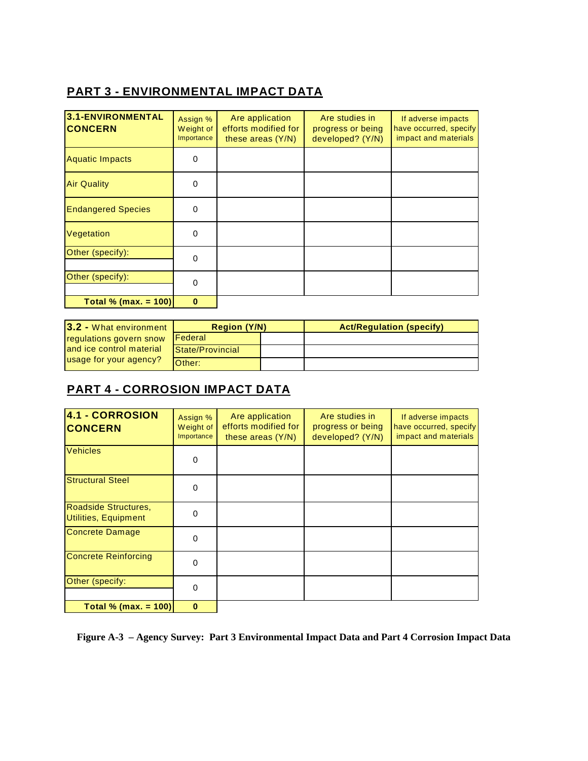## PART 3 - ENVIRONMENTAL IMPACT DATA

| 3.1-ENVIRONMENTAL CONCERN | Assign % Weight of Importance | Are application efforts modified for these areas (Y/N) | Are studies in progress or being developed? (Y/N) | If adverse impacts have occurred, specify impact and materials |
|---|---|---|---|---|
| Aquatic Impacts | 0 | | | |
| Air Quality | 0 | | | |
| Endangered Species | 0 | | | |
| Vegetation | 0 | | | |
| Other (specify): | 0 | | | |
| Other (specify): | 0 | | | |
| **Total % (max. = 100)** | **0** | | | |

| 3.2 - What environment regulations govern snow and ice control material usage for your agency? | Region (Y/N) | | Act/Regulation (specify) |
|---|---|---|---|
| | Federal | | |
| | State/Provincial | | |
| | Other: | | |

## PART 4 - CORROSION IMPACT DATA

| 4.1 - CORROSION CONCERN | Assign % Weight of Importance | Are application efforts modified for these areas (Y/N) | Are studies in progress or being developed? (Y/N) | If adverse impacts have occurred, specify impact and materials |
|---|---|---|---|---|
| Vehicles | 0 | | | |
| Structural Steel | 0 | | | |
| Roadside Structures, Utilities, Equipment | 0 | | | |
| Concrete Damage | 0 | | | |
| Concrete Reinforcing | 0 | | | |
| Other (specify: | 0 | | | |
| **Total % (max. = 100)** | **0** | | | |

**Figure A-3 – Agency Survey: Part 3 Environmental Impact Data and Part 4 Corrosion Impact Data**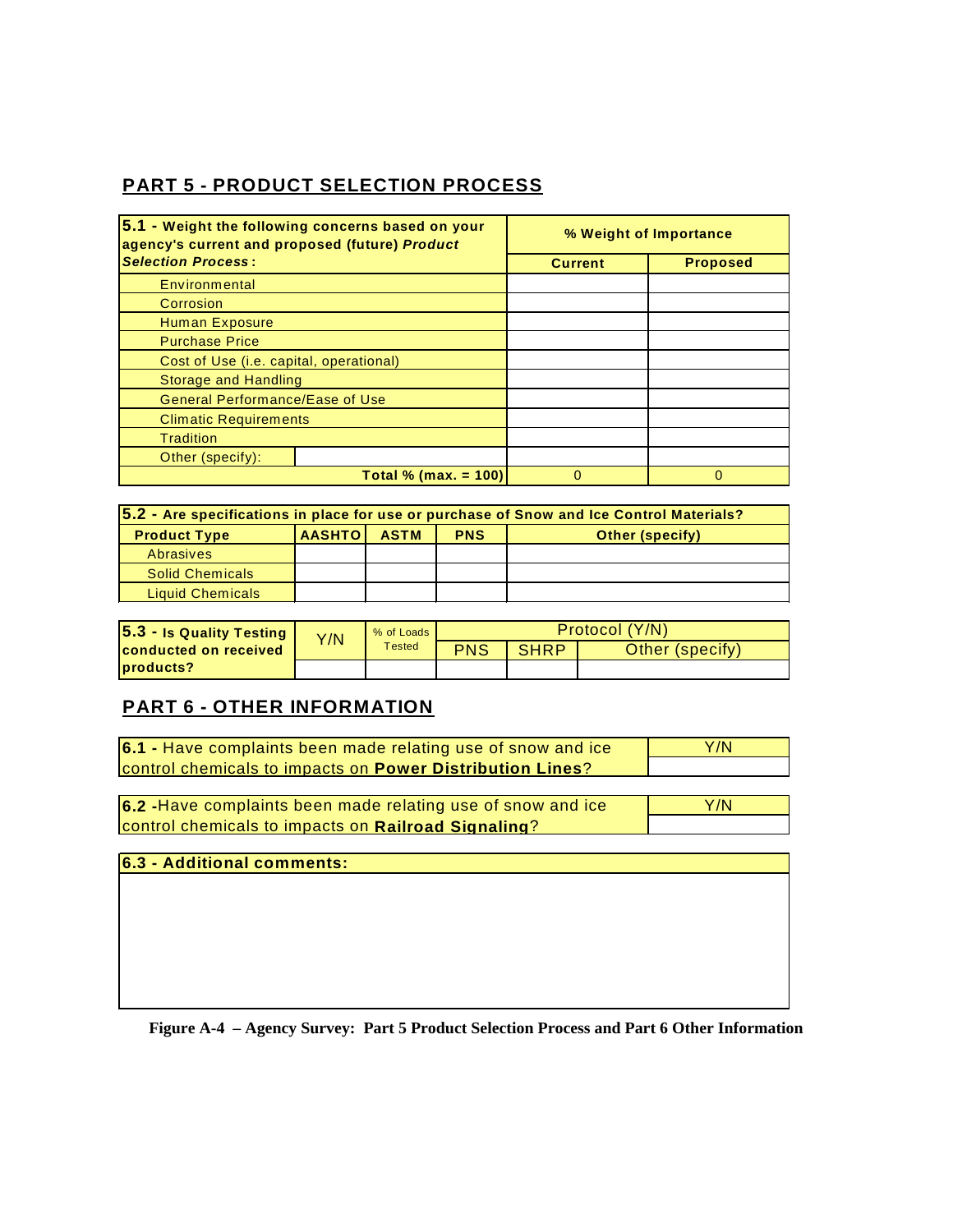## PART 5 - PRODUCT SELECTION PROCESS

| **5.1 - Weight the following concerns based on your agency's current and proposed (future) *Product Selection Process*:** | | **% Weight of Importance** | |
|---|---|---|---|
| | | **Current** | **Proposed** |
| Environmental | | | |
| Corrosion | | | |
| Human Exposure | | | |
| Purchase Price | | | |
| Cost of Use (i.e. capital, operational) | | | |
| Storage and Handling | | | |
| General Performance/Ease of Use | | | |
| Climatic Requirements | | | |
| Tradition | | | |
| Other (specify): | | | |
| | **Total % (max. = 100)** | 0 | 0 |

| **5.2 - Are specifications in place for use or purchase of Snow and Ice Control Materials?** | | | | |
|---|---|---|---|---|
| **Product Type** | **AASHTO** | **ASTM** | **PNS** | **Other (specify)** |
| Abrasives | | | | |
| Solid Chemicals | | | | |
| Liquid Chemicals | | | | |

| **5.3 - Is Quality Testing conducted on received products?** | Y/N | % of Loads Tested | Protocol (Y/N) | | |
|---|---|---|---|---|---|
| | | | PNS | SHRP | Other (specify) |
| | | | | | |

## PART 6 - OTHER INFORMATION

| **6.1 -** Have complaints been made relating use of snow and ice control chemicals to impacts on **Power Distribution Lines**? | Y/N |
|---|---|
| | |

| **6.2 -**Have complaints been made relating use of snow and ice control chemicals to impacts on **Railroad Signaling**? | Y/N |
|---|---|
| | |

| **6.3 - Additional comments:** |
|---|
| |

**Figure A-4 – Agency Survey: Part 5 Product Selection Process and Part 6 Other Information**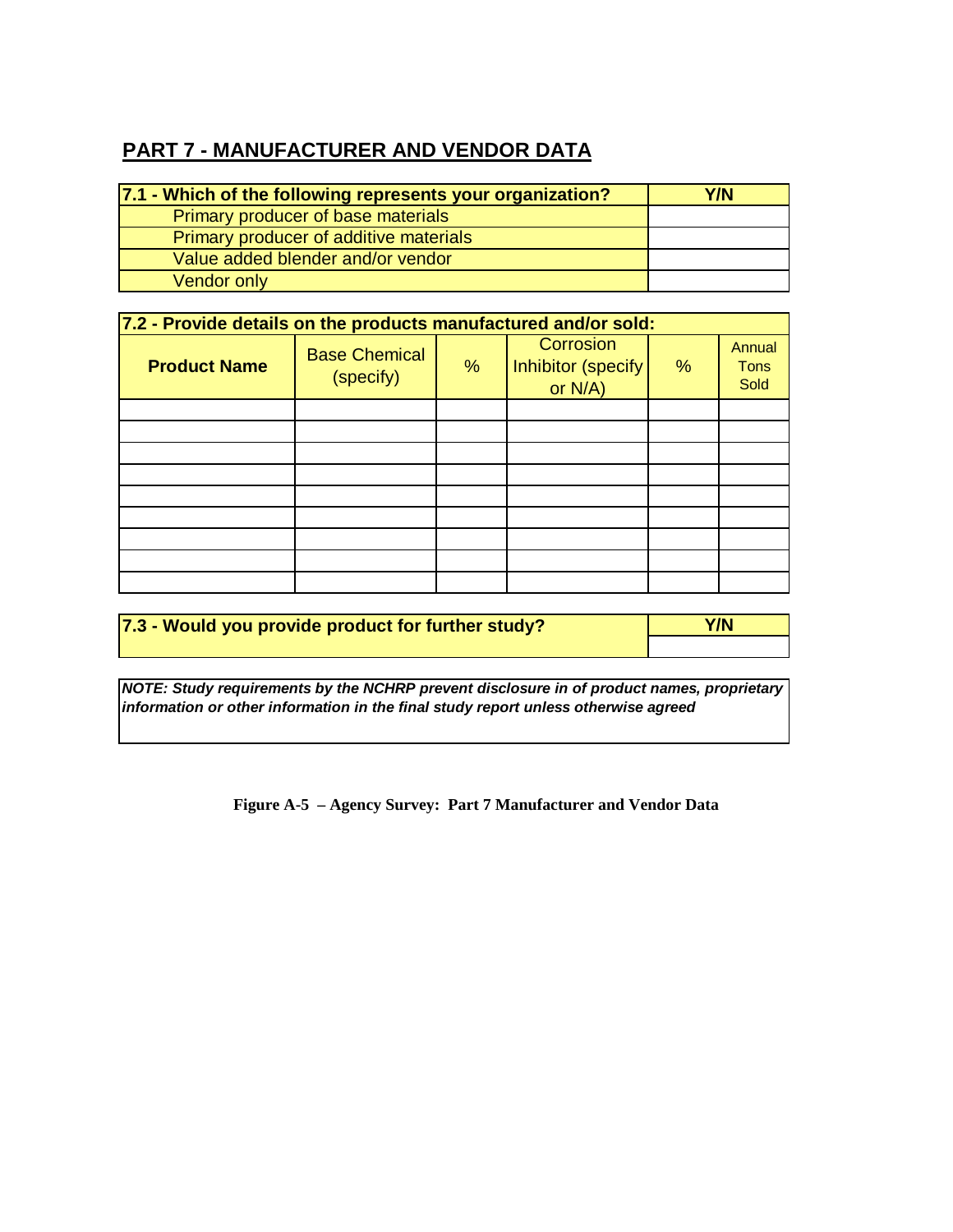## PART 7 - MANUFACTURER AND VENDOR DATA

| 7.1 - Which of the following represents your organization? | Y/N |
|---|---|
| Primary producer of base materials | |
| Primary producer of additive materials | |
| Value added blender and/or vendor | |
| Vendor only | |

**7.2 - Provide details on the products manufactured and/or sold:**

| Product Name | Base Chemical (specify) | % | Corrosion Inhibitor (specify or N/A) | % | Annual Tons Sold |
|---|---|---|---|---|---|
| | | | | | |
| | | | | | |
| | | | | | |
| | | | | | |
| | | | | | |
| | | | | | |
| | | | | | |
| | | | | | |
| | | | | | |

| 7.3 - Would you provide product for further study? | Y/N |
|---|---|
| | |

***NOTE: Study requirements by the NCHRP prevent disclosure in of product names, proprietary information or other information in the final study report unless otherwise agreed***

**Figure A-5 – Agency Survey: Part 7 Manufacturer and Vendor Data**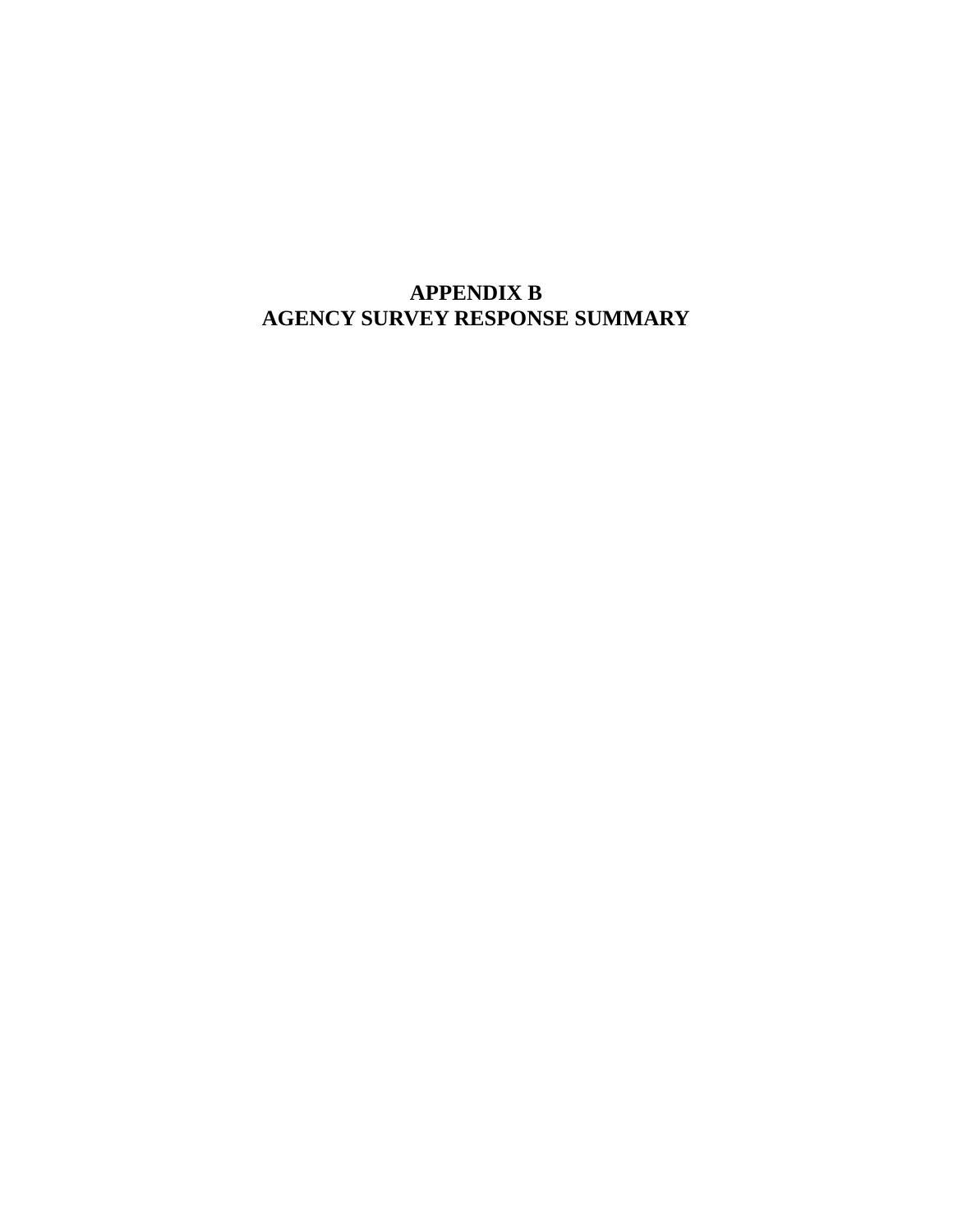# APPENDIX B
# AGENCY SURVEY RESPONSE SUMMARY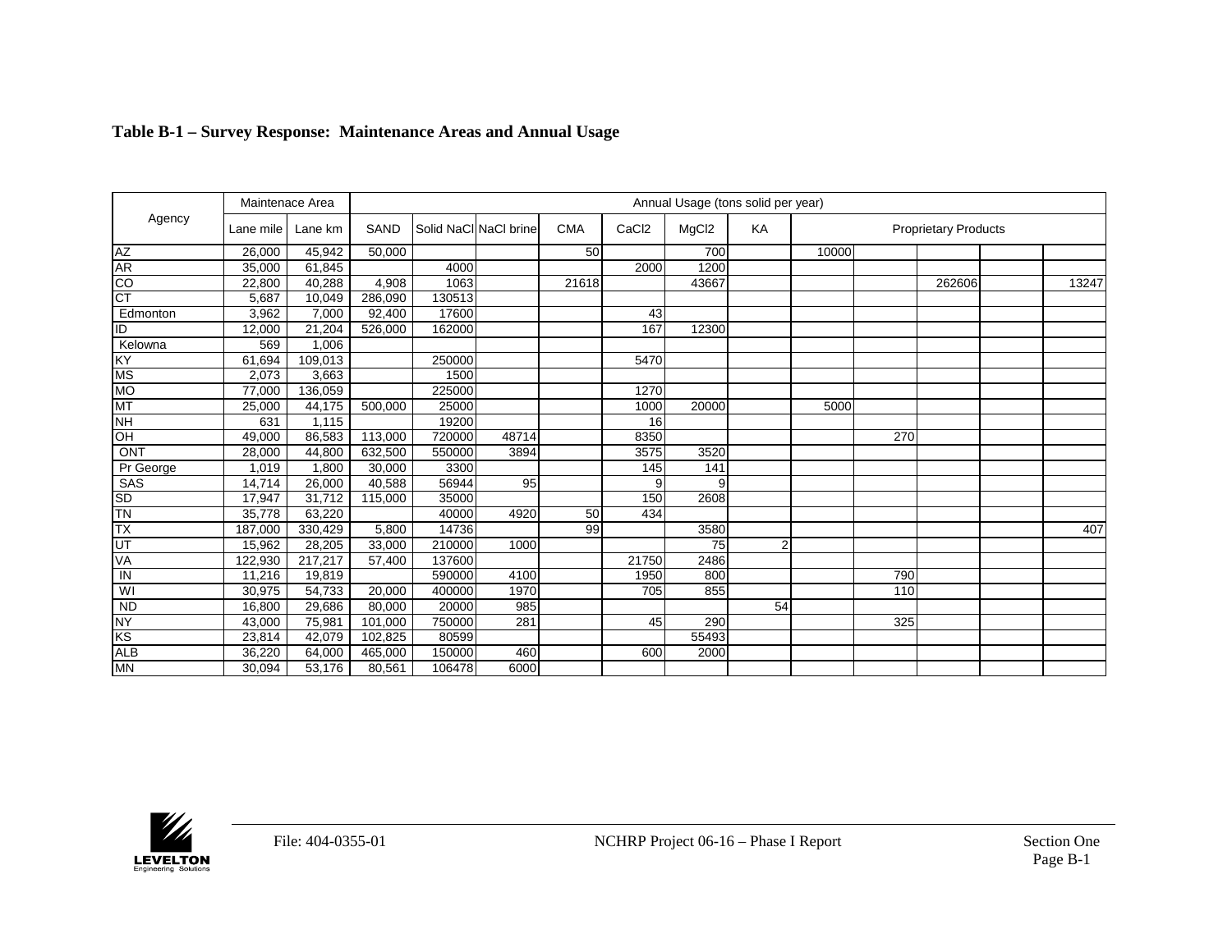**Table B-1 – Survey Response: Maintenance Areas and Annual Usage**

| Agency | Maintenace Area | | Annual Usage (tons solid per year) | | | | | | | | | | | | |
|---|---|---|---|---|---|---|---|---|---|---|---|---|---|---|---|
| | Lane mile | Lane km | SAND | Solid NaCl | NaCl brine | CMA | $CaCl_2$ | $MgCl_2$ | KA | Proprietary Products | | | | |
| AZ | 26,000 | 45,942 | 50,000 | | | 50 | | 700 | | 10000 | | | | |
| AR | 35,000 | 61,845 | | 4000 | | | 2000 | 1200 | | | | | | |
| CO | 22,800 | 40,288 | 4,908 | 1063 | | 21618 | | 43667 | | | | 262606 | | 13247 |
| CT | 5,687 | 10,049 | 286,090 | 130513 | | | | | | | | | | |
| Edmonton | 3,962 | 7,000 | 92,400 | 17600 | | | 43 | | | | | | | |
| ID | 12,000 | 21,204 | 526,000 | 162000 | | | 167 | 12300 | | | | | | |
| Kelowna | 569 | 1,006 | | | | | | | | | | | | |
| KY | 61,694 | 109,013 | | 250000 | | | 5470 | | | | | | | |
| MS | 2,073 | 3,663 | | 1500 | | | | | | | | | | |
| MO | 77,000 | 136,059 | | 225000 | | | 1270 | | | | | | | |
| MT | 25,000 | 44,175 | 500,000 | 25000 | | | 1000 | 20000 | | 5000 | | | | |
| NH | 631 | 1,115 | | 19200 | | | 16 | | | | | | | |
| OH | 49,000 | 86,583 | 113,000 | 720000 | 48714 | | 8350 | | | | 270 | | | |
| ONT | 28,000 | 44,800 | 632,500 | 550000 | 3894 | | 3575 | 3520 | | | | | | |
| Pr George | 1,019 | 1,800 | 30,000 | 3300 | | | 145 | 141 | | | | | | |
| SAS | 14,714 | 26,000 | 40,588 | 56944 | 95 | | 9 | 9 | | | | | | |
| SD | 17,947 | 31,712 | 115,000 | 35000 | | | 150 | 2608 | | | | | | |
| TN | 35,778 | 63,220 | | 40000 | 4920 | 50 | 434 | | | | | | | |
| TX | 187,000 | 330,429 | 5,800 | 14736 | | 99 | | 3580 | | | | | | 407 |
| UT | 15,962 | 28,205 | 33,000 | 210000 | 1000 | | | 75 | 2 | | | | | |
| VA | 122,930 | 217,217 | 57,400 | 137600 | | | 21750 | 2486 | | | | | | |
| IN | 11,216 | 19,819 | | 590000 | 4100 | | 1950 | 800 | | | 790 | | | |
| WI | 30,975 | 54,733 | 20,000 | 400000 | 1970 | | 705 | 855 | | | 110 | | | |
| ND | 16,800 | 29,686 | 80,000 | 20000 | 985 | | | | 54 | | | | | |
| NY | 43,000 | 75,981 | 101,000 | 750000 | 281 | | 45 | 290 | | | 325 | | | |
| KS | 23,814 | 42,079 | 102,825 | 80599 | | | | 55493 | | | | | | |
| ALB | 36,220 | 64,000 | 465,000 | 150000 | 460 | | 600 | 2000 | | | | | | |
| MN | 30,094 | 53,176 | 80,561 | 106478 | 6000 | | | | | | | | | |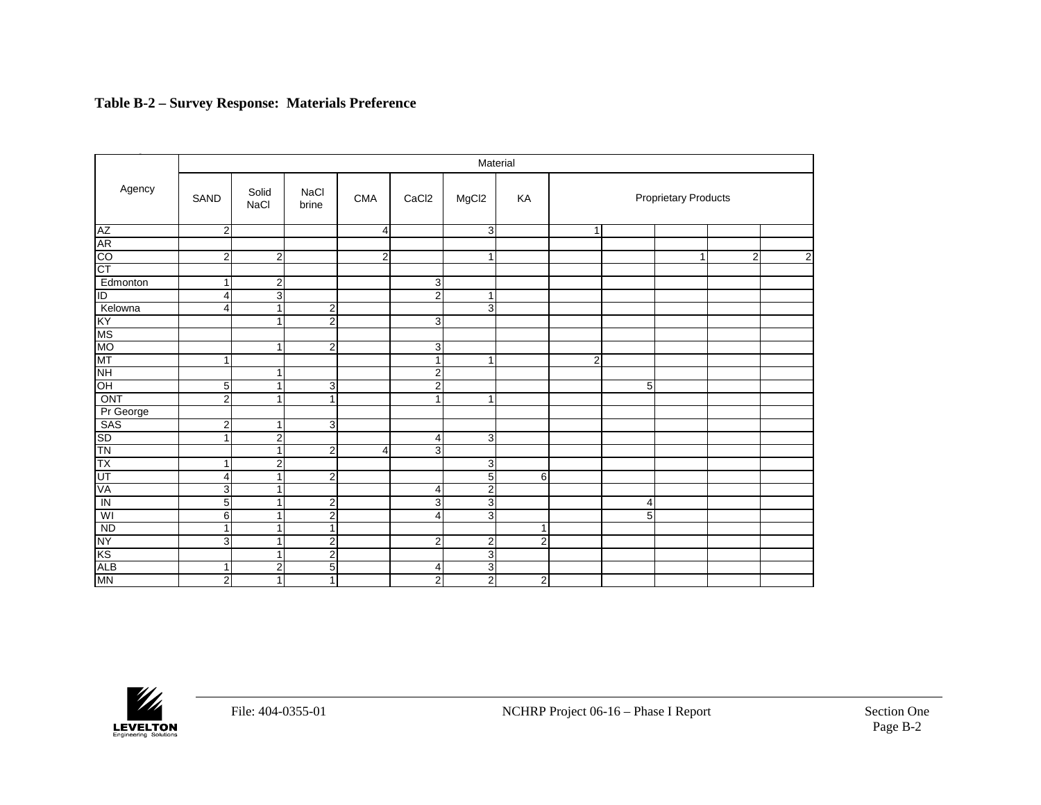**Table B-2 – Survey Response: Materials Preference**

| Agency | Material | | | | | | | | | | | |
|---|---|---|---|---|---|---|---|---|---|---|---|---|
| | SAND | Solid NaCl | NaCl brine | CMA | CaCl2 | MgCl2 | KA | Proprietary Products | | | | |
| AZ | 2 | | | 4 | | 3 | | 1 | | | | |
| AR | | | | | | | | | | | | |
| CO | 2 | 2 | | 2 | | 1 | | | | 1 | 2 | 2 |
| CT | | | | | | | | | | | | |
| Edmonton | 1 | 2 | | | 3 | | | | | | | |
| ID | 4 | 3 | | | 2 | 1 | | | | | | |
| Kelowna | 4 | 1 | 2 | | | 3 | | | | | | |
| KY | | 1 | 2 | | 3 | | | | | | | |
| MS | | | | | | | | | | | | |
| MO | | 1 | 2 | | 3 | | | | | | | |
| MT | 1 | | | | 1 | 1 | | 2 | | | | |
| NH | | 1 | | | 2 | | | | | | | |
| OH | 5 | 1 | 3 | | 2 | | | | 5 | | | |
| ONT | 2 | 1 | 1 | | 1 | 1 | | | | | | |
| Pr George | | | | | | | | | | | | |
| SAS | 2 | 1 | 3 | | | | | | | | | |
| SD | 1 | 2 | | | 4 | 3 | | | | | | |
| TN | | 1 | 2 | 4 | 3 | | | | | | | |
| TX | 1 | 2 | | | | 3 | | | | | | |
| UT | 4 | 1 | 2 | | | 5 | 6 | | | | | |
| VA | 3 | 1 | | | 4 | 2 | | | | | | |
| IN | 5 | 1 | 2 | | 3 | 3 | | | 4 | | | |
| WI | 6 | 1 | 2 | | 4 | 3 | | | 5 | | | |
| ND | 1 | 1 | 1 | | | | 1 | | | | | |
| NY | 3 | 1 | 2 | | 2 | 2 | 2 | | | | | |
| KS | | 1 | 2 | | | 3 | | | | | | |
| ALB | 1 | 2 | 5 | | 4 | 3 | | | | | | |
| MN | 2 | 1 | 1 | | 2 | 2 | 2 | | | | | |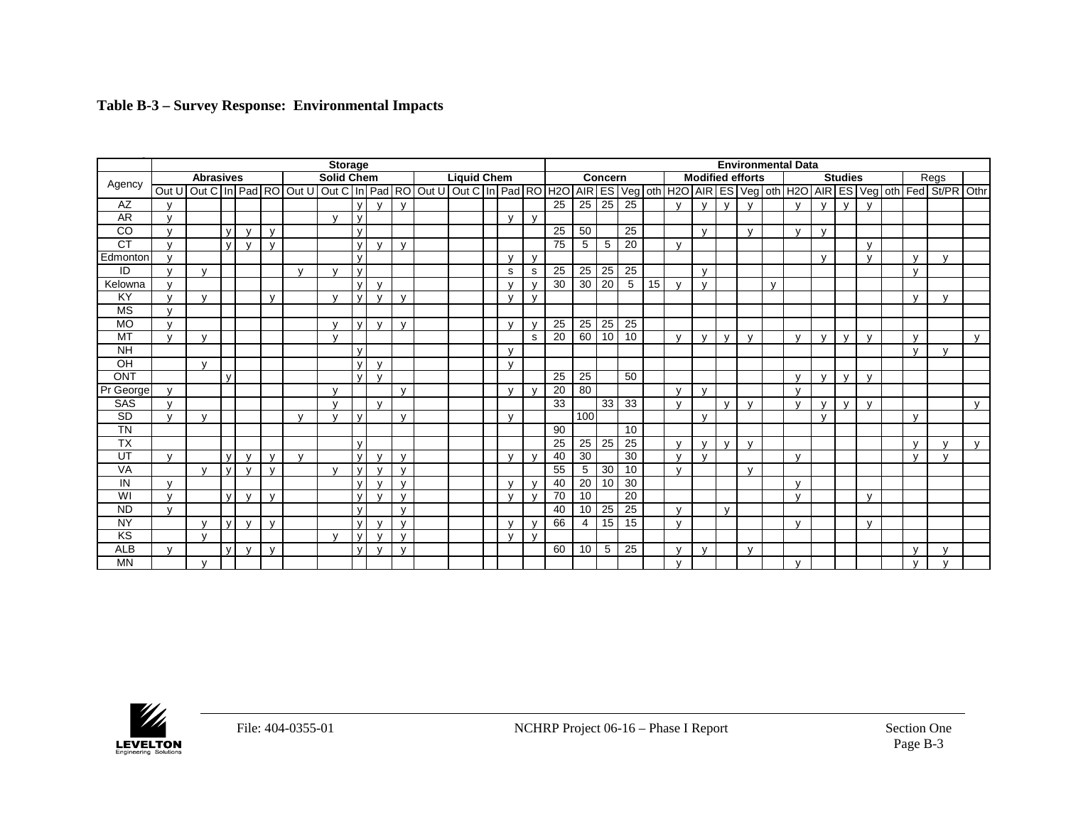**Table B-3 – Survey Response: Environmental Impacts**

| Agency | Storage | | | | | | | | | | | | | | | Environmental Data | | | | | | | | | | | | | | | | | |
|---|---|---|---|---|---|---|---|---|---|---|---|---|---|---|---|---|---|---|---|---|---|---|---|---|---|---|---|---|---|---|---|---|---|
| | Abrasives | | | | | Solid Chem | | | | | Liquid Chem | | | | | Concern | | | | | Modified efforts | | | | | Studies | | | | | Regs | | |
| | Out U | Out C | In | Pad | RO | Out U | Out C | In | Pad | RO | Out U | Out C | In | Pad | RO | H2O | AIR | ES | Veg | oth | H2O | AIR | ES | Veg | oth | H2O | AIR | ES | Veg | oth | Fed | St/PR | Othr |
| AZ | y | | | | | | | y | y | y | | | | | | 25 | 25 | 25 | 25 | | y | y | y | y | | y | y | y | y | | | | |
| AR | y | | | | | | y | y | | | | | | y | y | | | | | | | | | | | | | | | | | | |
| CO | y | | y | y | y | | | y | | | | | | | | 25 | 50 | | 25 | | | y | | y | | y | y | | | | | | |
| CT | y | | y | y | y | | | y | y | y | | | | | | 75 | 5 | 5 | 20 | | y | | | | | | | | y | | | | |
| Edmonton | y | | | | | | | y | | | | | | y | y | | | | | | | | | | | | y | | y | | y | y | |
| ID | y | y | | | | y | y | y | | | | | | s | s | 25 | 25 | 25 | 25 | | | y | | | | | | | | | y | | |
| Kelowna | y | | | | | | | y | y | | | | | y | y | 30 | 30 | 20 | 5 | 15 | y | y | | | y | | | | | | | | |
| KY | y | y | | | y | | y | y | y | y | | | | y | y | | | | | | | | | | | | | | | | y | y | |
| MS | y | | | | | | | | | | | | | | | | | | | | | | | | | | | | | | | | |
| MO | y | | | | | | y | y | y | y | | | | y | y | 25 | 25 | 25 | 25 | | | | | | | | | | | | | | |
| MT | y | y | | | | | y | | | | | | | | s | 20 | 60 | 10 | 10 | | y | y | y | y | | y | y | y | y | | y | | y |
| NH | | | | | | | | y | | | | | | y | | | | | | | | | | | | | | | | | y | y | |
| OH | | y | | | | | | y | y | | | | | y | | | | | | | | | | | | | | | | | | | |
| ONT | | | y | | | | | y | y | | | | | | | 25 | 25 | | 50 | | | | | | | y | y | y | y | | | | |
| Pr George | y | | | | | | y | | | y | | | | y | y | 20 | 80 | | | | y | y | | | | y | | | | | | | |
| SAS | y | | | | | | y | | y | | | | | | | 33 | | 33 | 33 | | y | | y | y | | y | y | y | y | | | | y |
| SD | y | y | | | | y | y | y | | y | | | | y | | | 100 | | | | | y | | | | | y | | | | y | | |
| TN | | | | | | | | | | | | | | | | 90 | | | 10 | | | | | | | | | | | | | | |
| TX | | | | | | | | y | | | | | | | | 25 | 25 | 25 | 25 | | y | y | y | y | | | | | | | y | y | y |
| UT | y | | y | y | y | y | | y | y | y | | | | y | y | 40 | 30 | | 30 | | y | y | | | | y | | | | | y | y | |
| VA | | y | y | y | y | | y | y | y | y | | | | | | 55 | 5 | 30 | 10 | | y | | | y | | | | | | | | | |
| IN | y | | | | | | | y | y | y | | | | y | y | 40 | 20 | 10 | 30 | | | | | | | y | | | | | | | |
| WI | y | | y | y | y | | | y | y | y | | | | y | y | 70 | 10 | | 20 | | | | | | | y | | | y | | | | |
| ND | y | | | | | | | y | | y | | | | | | 40 | 10 | 25 | 25 | | y | | y | | | | | | | | | | |
| NY | | y | y | y | y | | | y | y | y | | | | y | y | 66 | 4 | 15 | 15 | | y | | | | | y | | | y | | | | |
| KS | | y | | | | | y | y | y | y | | | | y | y | | | | | | | | | | | | | | | | | | |
| ALB | y | | y | y | y | | | y | y | y | | | | | | 60 | 10 | 5 | 25 | | y | y | | y | | | | | | | y | y | |
| MN | | y | | | | | | | | | | | | | | | | | | | y | | | | | y | | | | | y | y | |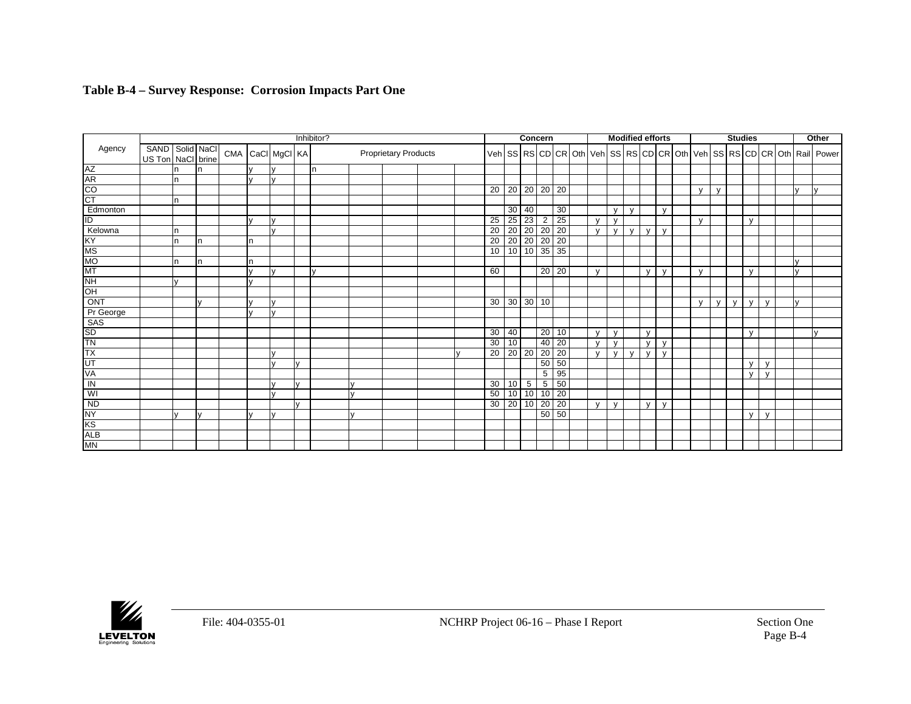**Table B-4 – Survey Response: Corrosion Impacts Part One**

| Agency | Inhibitor? | | | | | | | | | | | | Concern | | | | | | Modified efforts | | | | | | Studies | | | | | | Other | |
|---|---|---|---|---|---|---|---|---|---|---|---|---|---|---|---|---|---|---|---|---|---|---|---|---|---|---|---|---|---|---|---|---|
| | SAND US Ton | Solid NaCl | NaCl brine | CMA | CaCl | MgCl | KA | Proprietary Products | | | | | Veh | SS | RS | CD | CR | Oth | Veh | SS | RS | CD | CR | Oth | Veh | SS | RS | CD | CR | Oth | Rail | Power |
| AZ | | n | n | | y | y | | n | | | | | | | | | | | | | | | | | | | | | | | | |
| AR | | n | | | y | y | | | | | | | | | | | | | | | | | | | | | | | | | | |
| CO | | | | | | | | | | | | | 20 | 20 | 20 | 20 | 20 | | | | | | | | y | y | | | | | y | y |
| CT | | n | | | | | | | | | | | | | | | | | | | | | | | | | | | | | | |
| Edmonton | | | | | | | | | | | | | | 30 | 40 | | 30 | | | y | y | | y | | | | | | | | | |
| ID | | | | | y | y | | | | | | | 25 | 25 | 23 | 2 | 25 | | y | y | | | | | y | | | y | | | | |
| Kelowna | | n | | | | y | | | | | | | 20 | 20 | 20 | 20 | 20 | | y | y | y | y | y | | | | | | | | | |
| KY | | n | n | | n | | | | | | | | 20 | 20 | 20 | 20 | 20 | | | | | | | | | | | | | | | |
| MS | | | | | | | | | | | | | 10 | 10 | 10 | 35 | 35 | | | | | | | | | | | | | | | |
| MO | | n | n | | n | | | | | | | | | | | | | | | | | | | | | | | | | | y | |
| MT | | | | | y | y | | y | | | | | 60 | | | 20 | 20 | | y | | | y | y | | y | | | y | | | y | |
| NH | | y | | | y | | | | | | | | | | | | | | | | | | | | | | | | | | | |
| OH | | | | | | | | | | | | | | | | | | | | | | | | | | | | | | | | |
| ONT | | | y | | y | y | | | | | | | 30 | 30 | 30 | 10 | | | | | | | | | y | y | y | y | y | | y | |
| Pr George | | | | | y | y | | | | | | | | | | | | | | | | | | | | | | | | | | |
| SAS | | | | | | | | | | | | | | | | | | | | | | | | | | | | | | | | |
| SD | | | | | | | | | | | | | 30 | 40 | | 20 | 10 | | y | y | | y | | | | | | y | | | | y |
| TN | | | | | | | | | | | | | 30 | 10 | | 40 | 20 | | y | y | | y | y | | | | | | | | | |
| TX | | | | | | y | | | | | | y | 20 | 20 | 20 | 20 | 20 | | y | y | y | y | y | | | | | | | | | |
| UT | | | | | | y | y | | | | | | | | | 50 | 50 | | | | | | | | | | | y | y | | | |
| VA | | | | | | | | | | | | | | | | 5 | 95 | | | | | | | | | | | y | y | | | |
| IN | | | | | | y | y | | y | | | | 30 | 10 | 5 | 5 | 50 | | | | | | | | | | | | | | | |
| WI | | | | | | y | | | y | | | | 50 | 10 | 10 | 10 | 20 | | | | | | | | | | | | | | | |
| ND | | | | | | | y | | | | | | 30 | 20 | 10 | 20 | 20 | | y | y | | y | y | | | | | | | | | |
| NY | | y | y | | y | y | | | y | | | | | | | 50 | 50 | | | | | | | | | | | y | y | | | |
| KS | | | | | | | | | | | | | | | | | | | | | | | | | | | | | | | | |
| ALB | | | | | | | | | | | | | | | | | | | | | | | | | | | | | | | | |
| MN | | | | | | | | | | | | | | | | | | | | | | | | | | | | | | | | |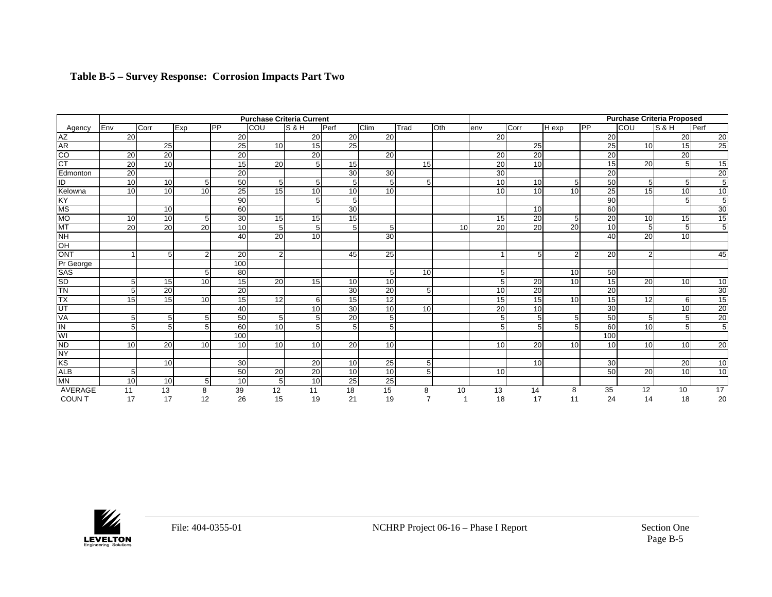**Table B-5 – Survey Response: Corrosion Impacts Part Two**

| Agency | Purchase Criteria Current | | | | | | | | | | Purchase Criteria Proposed | | | | | | |
|---|---|---|---|---|---|---|---|---|---|---|---|---|---|---|---|---|---|
| | Env | Corr | Exp | PP | COU | S & H | Perf | Clim | Trad | Oth | env | Corr | H exp | PP | COU | S & H | Perf |
| AZ | 20 | | | 20 | | 20 | 20 | 20 | | | 20 | | | 20 | | 20 | 20 |
| AR | | 25 | | 25 | 10 | 15 | 25 | | | | | 25 | | 25 | 10 | 15 | 25 |
| CO | 20 | 20 | | 20 | | 20 | | 20 | | | 20 | 20 | | 20 | | 20 | |
| CT | 20 | 10 | | 15 | 20 | 5 | 15 | | 15 | | 20 | 10 | | 15 | 20 | 5 | 15 |
| Edmonton | 20 | | | 20 | | | 30 | 30 | | | 30 | | | 20 | | | 20 |
| ID | 10 | 10 | 5 | 50 | 5 | 5 | 5 | 5 | 5 | | 10 | 10 | 5 | 50 | 5 | 5 | 5 |
| Kelowna | 10 | 10 | 10 | 25 | 15 | 10 | 10 | 10 | | | 10 | 10 | 10 | 25 | 15 | 10 | 10 |
| KY | | | | 90 | | 5 | 5 | | | | | | | 90 | | 5 | 5 |
| MS | | 10 | | 60 | | | 30 | | | | | 10 | | 60 | | | 30 |
| MO | 10 | 10 | 5 | 30 | 15 | 15 | 15 | | | | 15 | 20 | 5 | 20 | 10 | 15 | 15 |
| MT | 20 | 20 | 20 | 10 | 5 | 5 | 5 | 5 | | 10 | 20 | 20 | 20 | 10 | 5 | 5 | 5 |
| NH | | | | 40 | 20 | 10 | | 30 | | | | | | 40 | 20 | 10 | |
| OH | | | | | | | | | | | | | | | | | |
| ONT | 1 | 5 | 2 | 20 | 2 | | 45 | 25 | | | 1 | 5 | 2 | 20 | 2 | | 45 |
| Pr George | | | | 100 | | | | | | | | | | | | | |
| SAS | | | 5 | 80 | | | | 5 | 10 | | 5 | | 10 | 50 | | | |
| SD | 5 | 15 | 10 | 15 | 20 | 15 | 10 | 10 | | | 5 | 20 | 10 | 15 | 20 | 10 | 10 |
| TN | 5 | 20 | | 20 | | | 30 | 20 | 5 | | 10 | 20 | | 20 | | | 30 |
| TX | 15 | 15 | 10 | 15 | 12 | 6 | 15 | 12 | | | 15 | 15 | 10 | 15 | 12 | 6 | 15 |
| UT | | | | 40 | | 10 | 30 | 10 | 10 | | 20 | 10 | | 30 | | 10 | 20 |
| VA | 5 | 5 | 5 | 50 | 5 | 5 | 20 | 5 | | | 5 | 5 | 5 | 50 | 5 | 5 | 20 |
| IN | 5 | 5 | 5 | 60 | 10 | 5 | 5 | 5 | | | 5 | 5 | 5 | 60 | 10 | 5 | 5 |
| WI | | | | 100 | | | | | | | | | | 100 | | | |
| ND | 10 | 20 | 10 | 10 | 10 | 10 | 20 | 10 | | | 10 | 20 | 10 | 10 | 10 | 10 | 20 |
| NY | | | | | | | | | | | | | | | | | |
| KS | | 10 | | 30 | | 20 | 10 | 25 | 5 | | | 10 | | 30 | | 20 | 10 |
| ALB | 5 | | | 50 | 20 | 20 | 10 | 10 | 5 | | 10 | | | 50 | 20 | 10 | 10 |
| MN | 10 | 10 | 5 | 10 | 5 | 10 | 25 | 25 | | | | | | | | | |
| AVERAGE | 11 | 13 | 8 | 39 | 12 | 11 | 18 | 15 | 8 | 10 | 13 | 14 | 8 | 35 | 12 | 10 | 17 |
| COUN T | 17 | 17 | 12 | 26 | 15 | 19 | 21 | 19 | 7 | 1 | 18 | 17 | 11 | 24 | 14 | 18 | 20 |